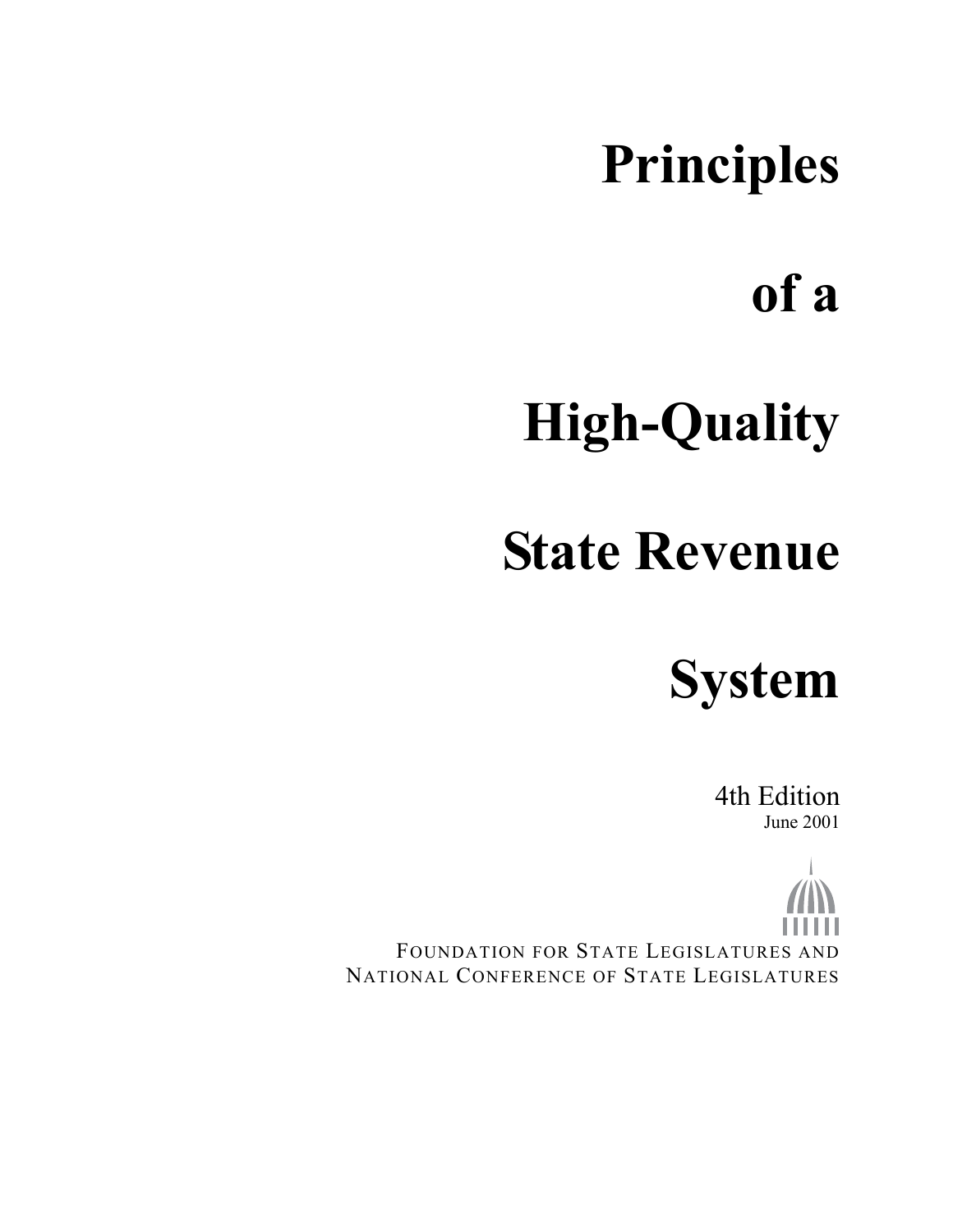# Principles of a High-Quality State Revenue System

4th Edition

June 2001

FOUNDATION FOR STATE LEGISLATURES AND
NATIONAL CONFERENCE OF STATE LEGISLATURES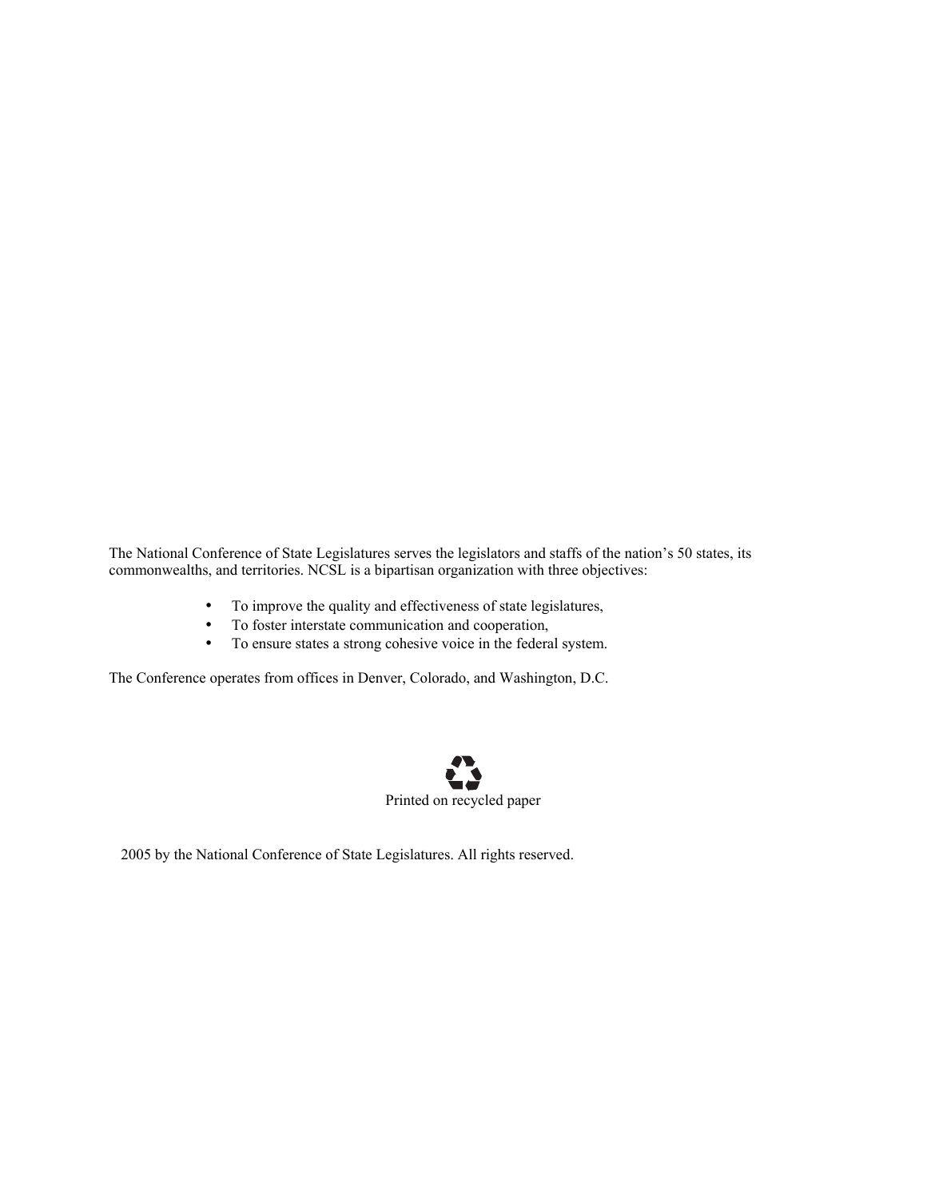The National Conference of State Legislatures serves the legislators and staffs of the nation's 50 states, its commonwealths, and territories. NCSL is a bipartisan organization with three objectives:

- To improve the quality and effectiveness of state legislatures,
- To foster interstate communication and cooperation,
- To ensure states a strong cohesive voice in the federal system.

The Conference operates from offices in Denver, Colorado, and Washington, D.C.

Printed on recycled paper

2005 by the National Conference of State Legislatures. All rights reserved.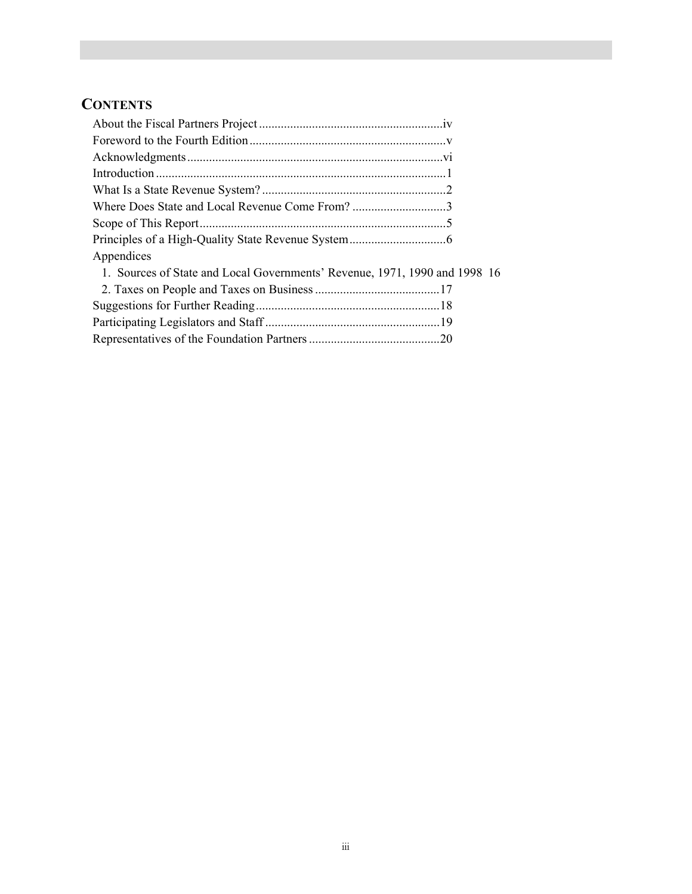## CONTENTS

About the Fiscal Partners Project ............................................................iv
Foreword to the Fourth Edition ..............................................................v
Acknowledgments .................................................................................vi
Introduction ............................................................................................1
What Is a State Revenue System? ..........................................................2
Where Does State and Local Revenue Come From? .............................3
Scope of This Report ..............................................................................5
Principles of a High-Quality State Revenue System ...............................6
Appendices
  1. Sources of State and Local Governments' Revenue, 1971, 1990 and 1998 16
  2. Taxes on People and Taxes on Business ........................................17
Suggestions for Further Reading ...........................................................18
Participating Legislators and Staff ........................................................19
Representatives of the Foundation Partners ..........................................20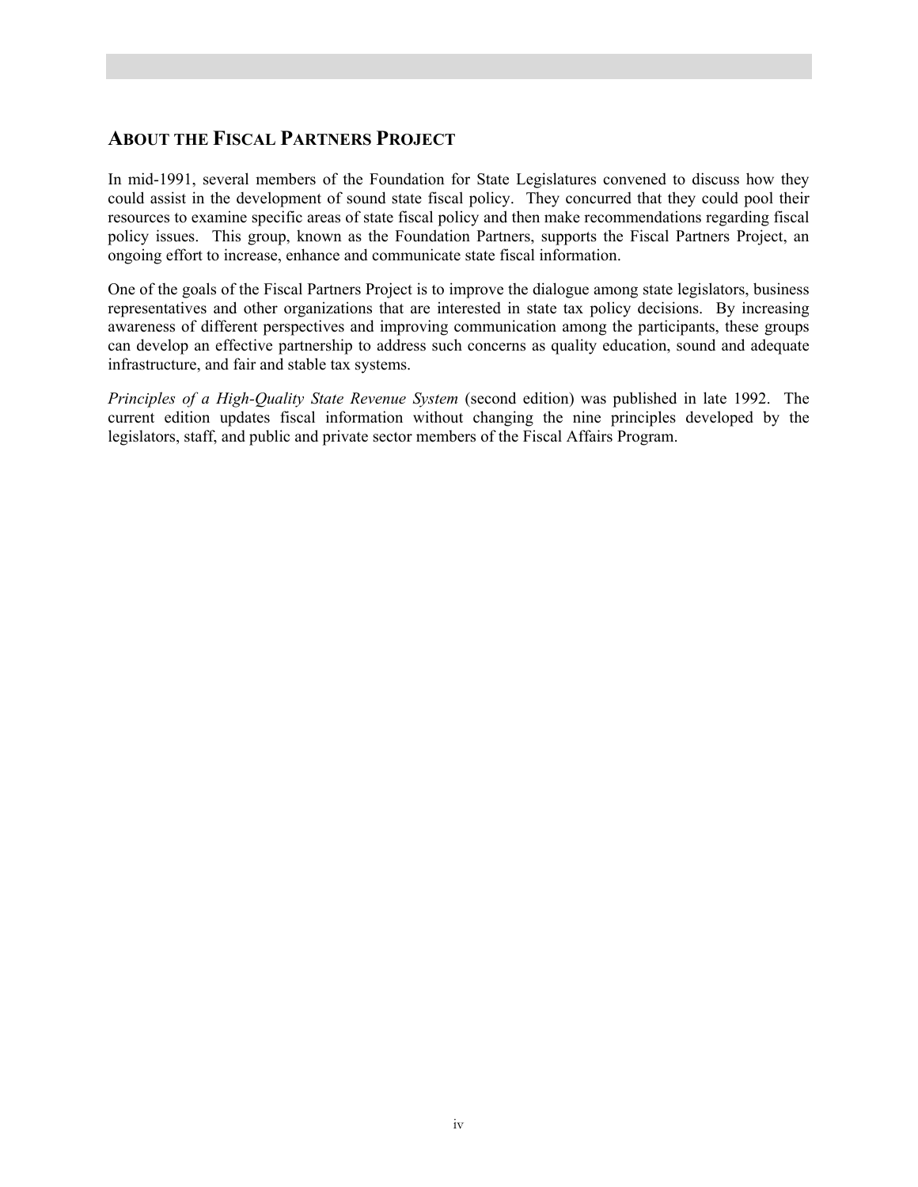## About the Fiscal Partners Project

In mid-1991, several members of the Foundation for State Legislatures convened to discuss how they could assist in the development of sound state fiscal policy. They concurred that they could pool their resources to examine specific areas of state fiscal policy and then make recommendations regarding fiscal policy issues. This group, known as the Foundation Partners, supports the Fiscal Partners Project, an ongoing effort to increase, enhance and communicate state fiscal information.

One of the goals of the Fiscal Partners Project is to improve the dialogue among state legislators, business representatives and other organizations that are interested in state tax policy decisions. By increasing awareness of different perspectives and improving communication among the participants, these groups can develop an effective partnership to address such concerns as quality education, sound and adequate infrastructure, and fair and stable tax systems.

*Principles of a High-Quality State Revenue System* (second edition) was published in late 1992. The current edition updates fiscal information without changing the nine principles developed by the legislators, staff, and public and private sector members of the Fiscal Affairs Program.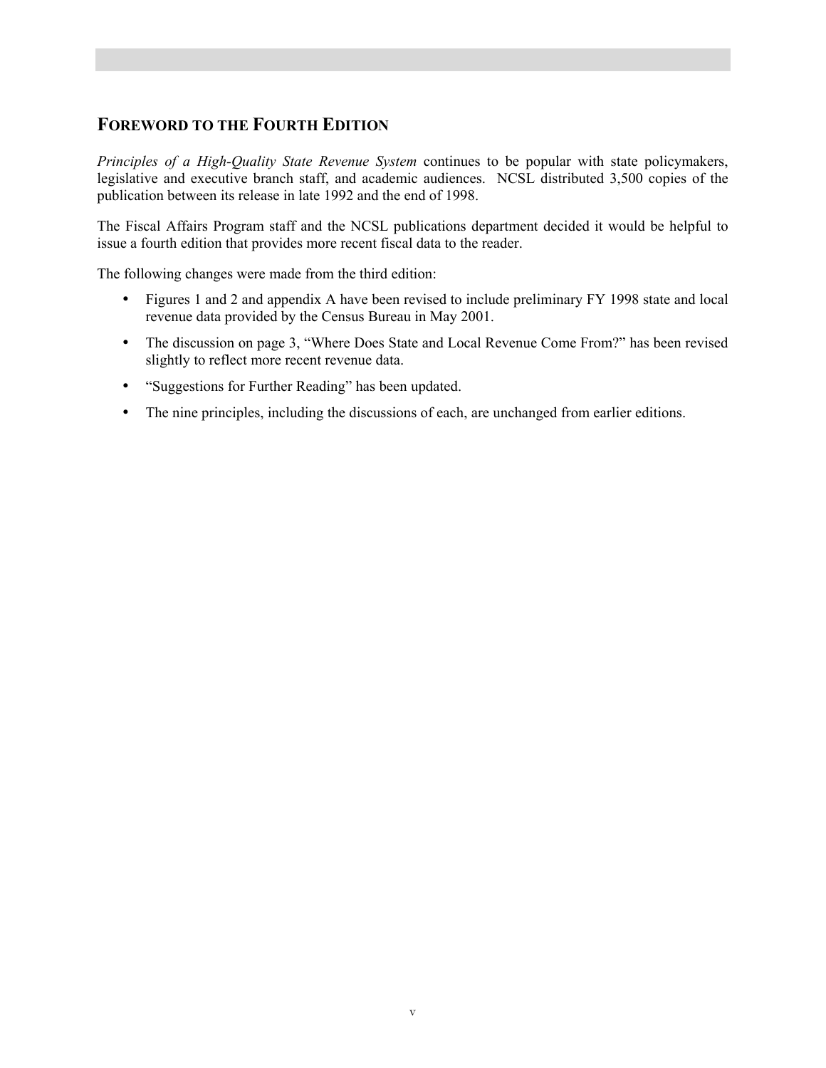## FOREWORD TO THE FOURTH EDITION

*Principles of a High-Quality State Revenue System* continues to be popular with state policymakers, legislative and executive branch staff, and academic audiences. NCSL distributed 3,500 copies of the publication between its release in late 1992 and the end of 1998.

The Fiscal Affairs Program staff and the NCSL publications department decided it would be helpful to issue a fourth edition that provides more recent fiscal data to the reader.

The following changes were made from the third edition:

- Figures 1 and 2 and appendix A have been revised to include preliminary FY 1998 state and local revenue data provided by the Census Bureau in May 2001.
- The discussion on page 3, "Where Does State and Local Revenue Come From?" has been revised slightly to reflect more recent revenue data.
- "Suggestions for Further Reading" has been updated.
- The nine principles, including the discussions of each, are unchanged from earlier editions.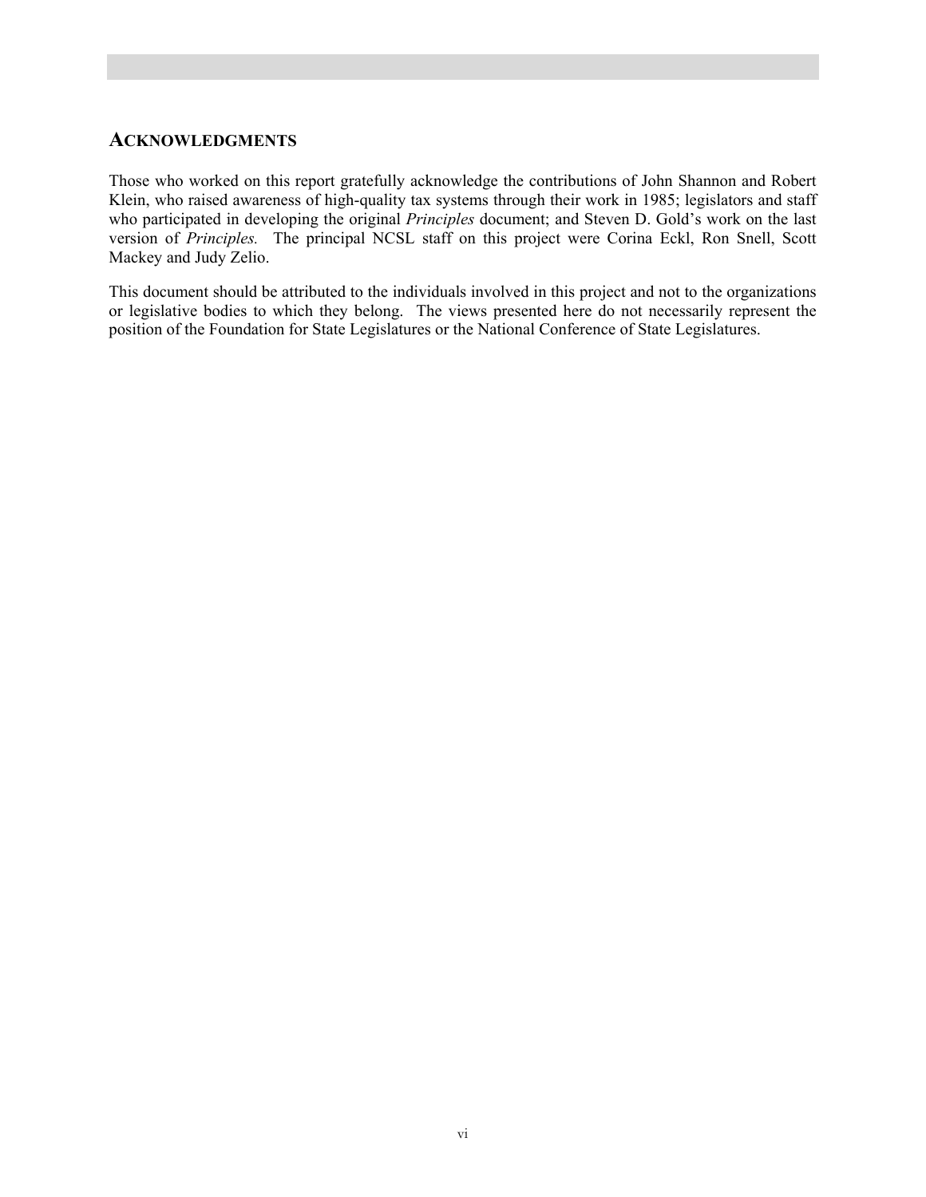## ACKNOWLEDGMENTS

Those who worked on this report gratefully acknowledge the contributions of John Shannon and Robert Klein, who raised awareness of high-quality tax systems through their work in 1985; legislators and staff who participated in developing the original *Principles* document; and Steven D. Gold's work on the last version of *Principles.* The principal NCSL staff on this project were Corina Eckl, Ron Snell, Scott Mackey and Judy Zelio.

This document should be attributed to the individuals involved in this project and not to the organizations or legislative bodies to which they belong. The views presented here do not necessarily represent the position of the Foundation for State Legislatures or the National Conference of State Legislatures.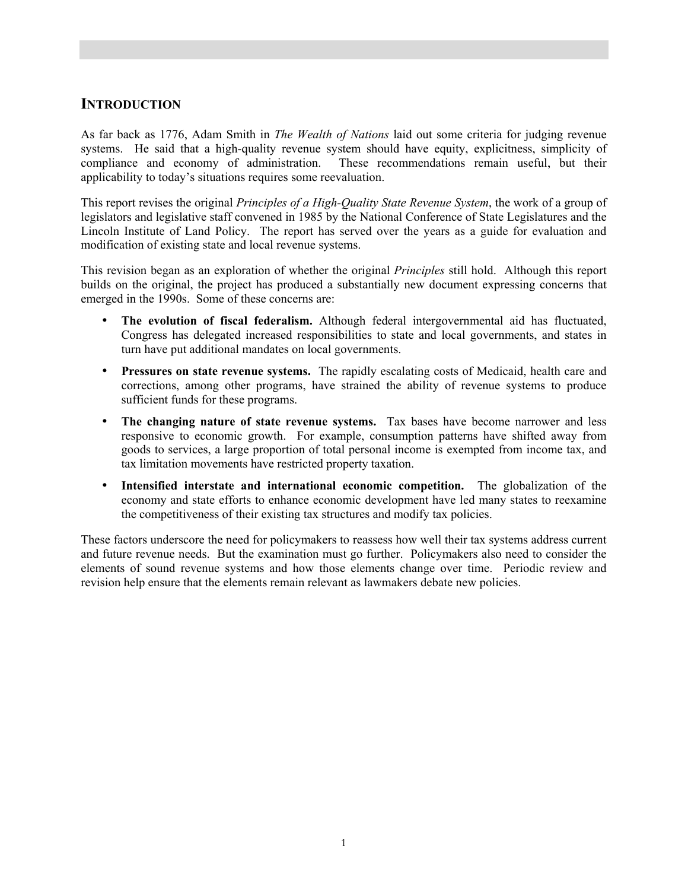## INTRODUCTION

As far back as 1776, Adam Smith in *The Wealth of Nations* laid out some criteria for judging revenue systems. He said that a high-quality revenue system should have equity, explicitness, simplicity of compliance and economy of administration. These recommendations remain useful, but their applicability to today's situations requires some reevaluation.

This report revises the original *Principles of a High-Quality State Revenue System*, the work of a group of legislators and legislative staff convened in 1985 by the National Conference of State Legislatures and the Lincoln Institute of Land Policy. The report has served over the years as a guide for evaluation and modification of existing state and local revenue systems.

This revision began as an exploration of whether the original *Principles* still hold. Although this report builds on the original, the project has produced a substantially new document expressing concerns that emerged in the 1990s. Some of these concerns are:

- **The evolution of fiscal federalism.** Although federal intergovernmental aid has fluctuated, Congress has delegated increased responsibilities to state and local governments, and states in turn have put additional mandates on local governments.
- **Pressures on state revenue systems.** The rapidly escalating costs of Medicaid, health care and corrections, among other programs, have strained the ability of revenue systems to produce sufficient funds for these programs.
- **The changing nature of state revenue systems.** Tax bases have become narrower and less responsive to economic growth. For example, consumption patterns have shifted away from goods to services, a large proportion of total personal income is exempted from income tax, and tax limitation movements have restricted property taxation.
- **Intensified interstate and international economic competition.** The globalization of the economy and state efforts to enhance economic development have led many states to reexamine the competitiveness of their existing tax structures and modify tax policies.

These factors underscore the need for policymakers to reassess how well their tax systems address current and future revenue needs. But the examination must go further. Policymakers also need to consider the elements of sound revenue systems and how those elements change over time. Periodic review and revision help ensure that the elements remain relevant as lawmakers debate new policies.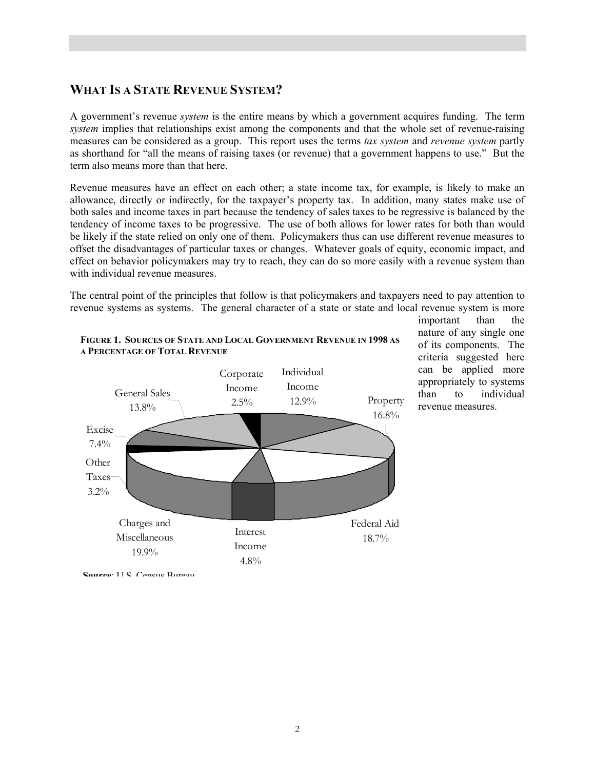## WHAT IS A STATE REVENUE SYSTEM?

A government's revenue *system* is the entire means by which a government acquires funding. The term *system* implies that relationships exist among the components and that the whole set of revenue-raising measures can be considered as a group. This report uses the terms *tax system* and *revenue system* partly as shorthand for "all the means of raising taxes (or revenue) that a government happens to use." But the term also means more than that here.

Revenue measures have an effect on each other; a state income tax, for example, is likely to make an allowance, directly or indirectly, for the taxpayer's property tax. In addition, many states make use of both sales and income taxes in part because the tendency of sales taxes to be regressive is balanced by the tendency of income taxes to be progressive. The use of both allows for lower rates for both than would be likely if the state relied on only one of them. Policymakers thus can use different revenue measures to offset the disadvantages of particular taxes or changes. Whatever goals of equity, economic impact, and effect on behavior policymakers may try to reach, they can do so more easily with a revenue system than with individual revenue measures.

The central point of the principles that follow is that policymakers and taxpayers need to pay attention to revenue systems as systems. The general character of a state or state and local revenue system is more important than the nature of any single one of its components. The criteria suggested here can be applied more appropriately to systems than to individual revenue measures.

**FIGURE 1. SOURCES OF STATE AND LOCAL GOVERNMENT REVENUE IN 1998 AS A PERCENTAGE OF TOTAL REVENUE**

| Source | Percentage |
|---|---|
| Individual Income | 12.9% |
| Property | 16.8% |
| Federal Aid | 18.7% |
| Interest Income | 4.8% |
| Charges and Miscellaneous | 19.9% |
| Other Taxes | 3.2% |
| Excise | 7.4% |
| General Sales | 13.8% |
| Corporate Income | 2.5% |

**Source**: U.S. Census Bureau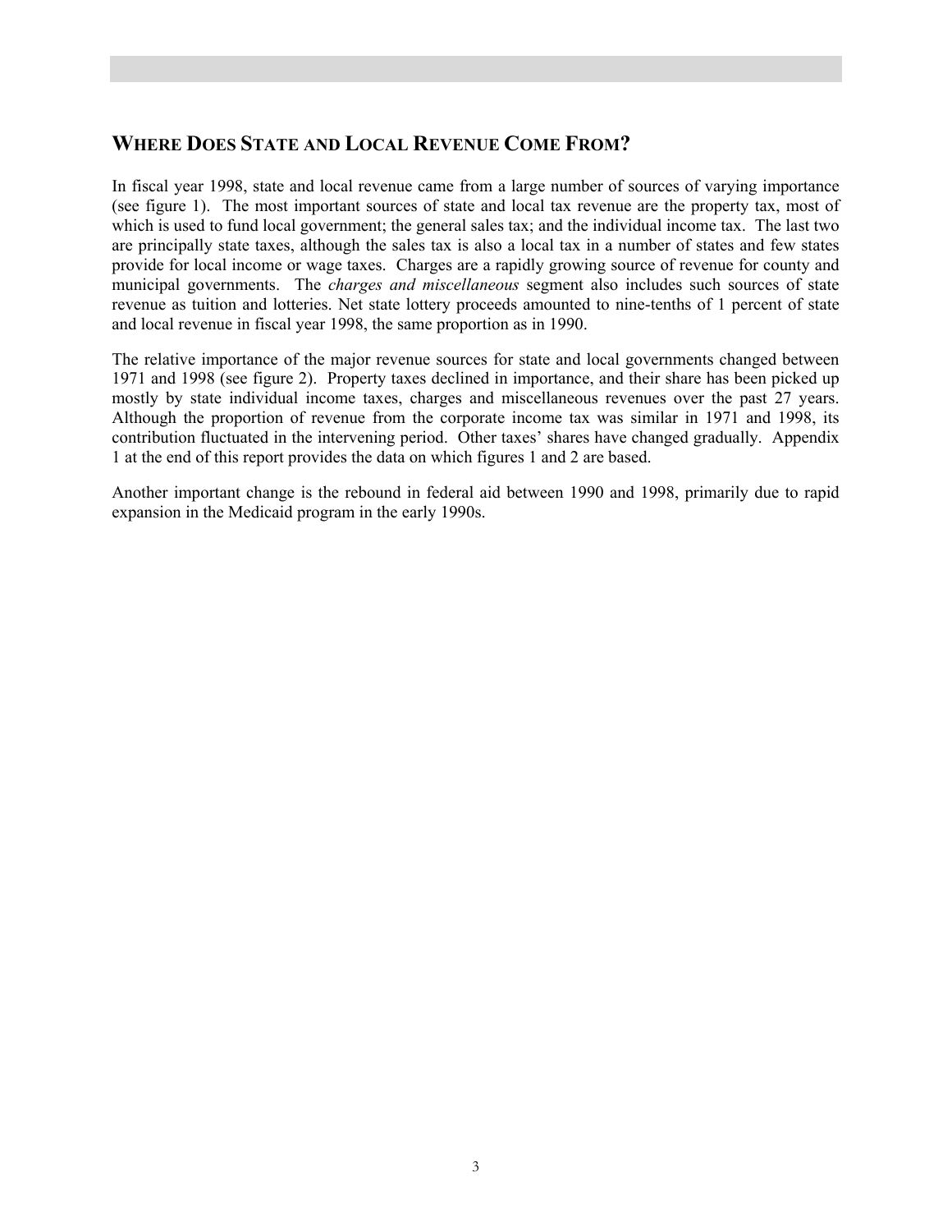## WHERE DOES STATE AND LOCAL REVENUE COME FROM?

In fiscal year 1998, state and local revenue came from a large number of sources of varying importance (see figure 1). The most important sources of state and local tax revenue are the property tax, most of which is used to fund local government; the general sales tax; and the individual income tax. The last two are principally state taxes, although the sales tax is also a local tax in a number of states and few states provide for local income or wage taxes. Charges are a rapidly growing source of revenue for county and municipal governments. The *charges and miscellaneous* segment also includes such sources of state revenue as tuition and lotteries. Net state lottery proceeds amounted to nine-tenths of 1 percent of state and local revenue in fiscal year 1998, the same proportion as in 1990.

The relative importance of the major revenue sources for state and local governments changed between 1971 and 1998 (see figure 2). Property taxes declined in importance, and their share has been picked up mostly by state individual income taxes, charges and miscellaneous revenues over the past 27 years. Although the proportion of revenue from the corporate income tax was similar in 1971 and 1998, its contribution fluctuated in the intervening period. Other taxes' shares have changed gradually. Appendix 1 at the end of this report provides the data on which figures 1 and 2 are based.

Another important change is the rebound in federal aid between 1990 and 1998, primarily due to rapid expansion in the Medicaid program in the early 1990s.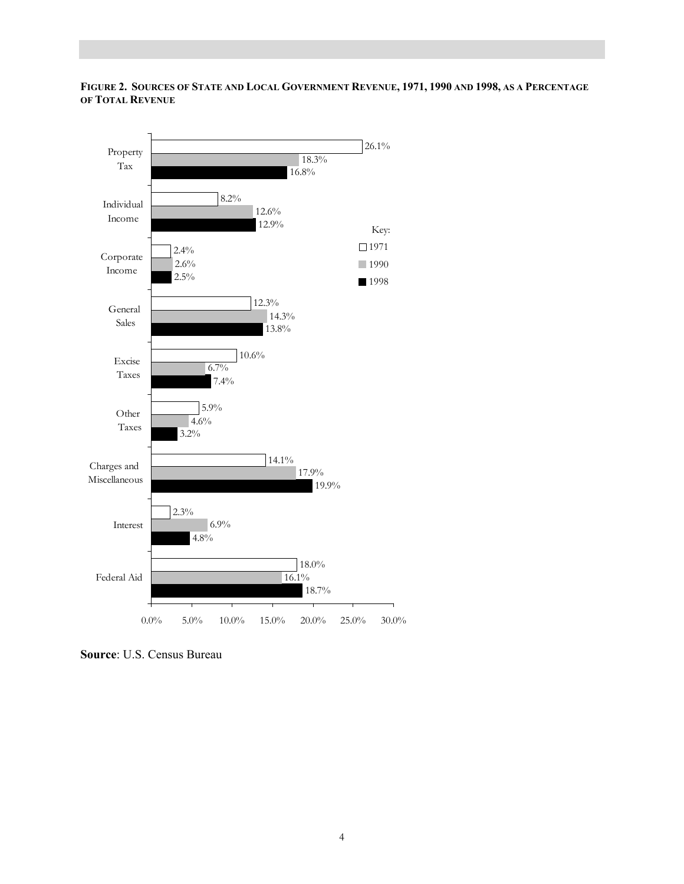**FIGURE 2. SOURCES OF STATE AND LOCAL GOVERNMENT REVENUE, 1971, 1990 AND 1998, AS A PERCENTAGE OF TOTAL REVENUE**

| | 1971 | 1990 | 1998 |
|---|---|---|---|
| Property Tax | 26.1% | 18.3% | 16.8% |
| Individual Income | 8.2% | 12.6% | 12.9% |
| Corporate Income | 2.4% | 2.6% | 2.5% |
| General Sales | 12.3% | 14.3% | 13.8% |
| Excise Taxes | 10.6% | 6.7% | 7.4% |
| Other Taxes | 5.9% | 4.6% | 3.2% |
| Charges and Miscellaneous | 14.1% | 17.9% | 19.9% |
| Interest | 2.3% | 6.9% | 4.8% |
| Federal Aid | 18.0% | 16.1% | 18.7% |

**Source**: U.S. Census Bureau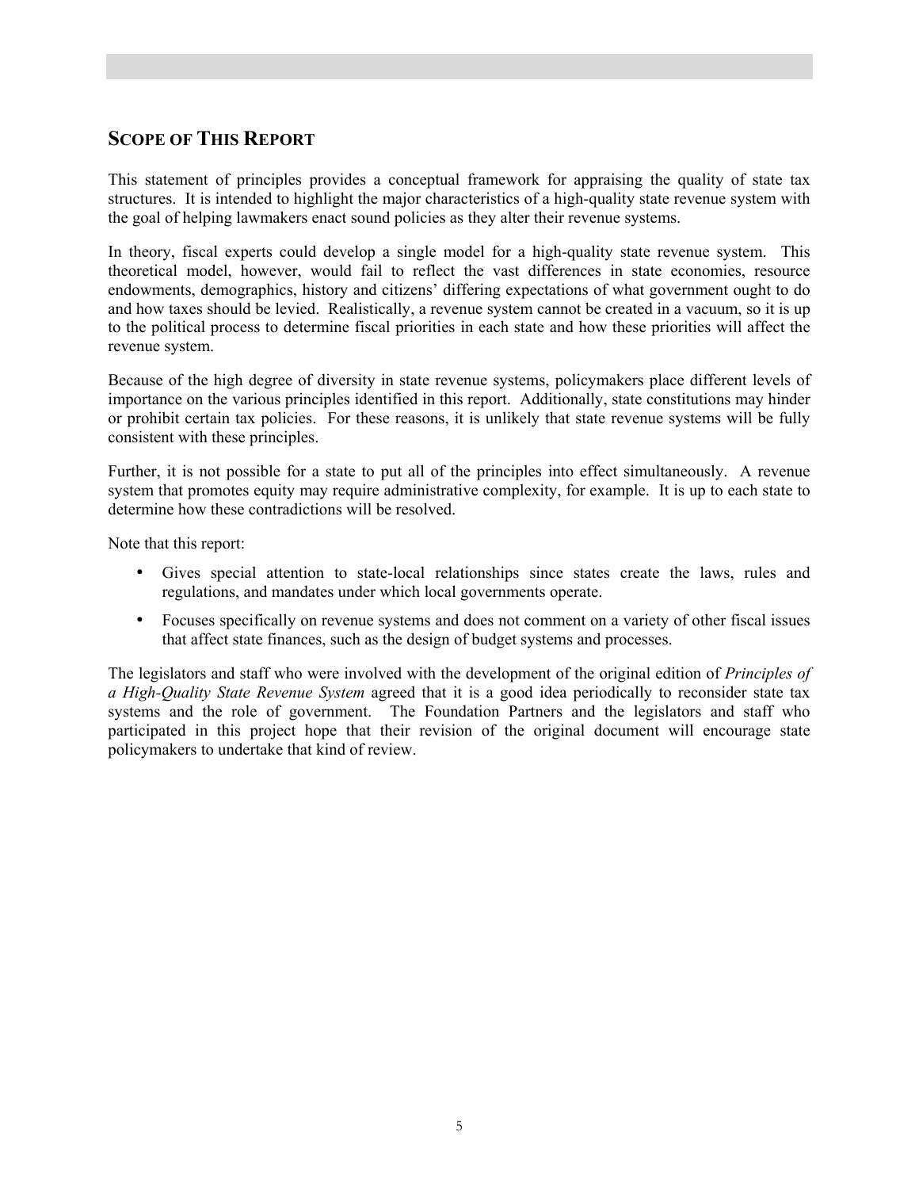## Scope of This Report

This statement of principles provides a conceptual framework for appraising the quality of state tax structures. It is intended to highlight the major characteristics of a high-quality state revenue system with the goal of helping lawmakers enact sound policies as they alter their revenue systems.

In theory, fiscal experts could develop a single model for a high-quality state revenue system. This theoretical model, however, would fail to reflect the vast differences in state economies, resource endowments, demographics, history and citizens' differing expectations of what government ought to do and how taxes should be levied. Realistically, a revenue system cannot be created in a vacuum, so it is up to the political process to determine fiscal priorities in each state and how these priorities will affect the revenue system.

Because of the high degree of diversity in state revenue systems, policymakers place different levels of importance on the various principles identified in this report. Additionally, state constitutions may hinder or prohibit certain tax policies. For these reasons, it is unlikely that state revenue systems will be fully consistent with these principles.

Further, it is not possible for a state to put all of the principles into effect simultaneously. A revenue system that promotes equity may require administrative complexity, for example. It is up to each state to determine how these contradictions will be resolved.

Note that this report:

- Gives special attention to state-local relationships since states create the laws, rules and regulations, and mandates under which local governments operate.
- Focuses specifically on revenue systems and does not comment on a variety of other fiscal issues that affect state finances, such as the design of budget systems and processes.

The legislators and staff who were involved with the development of the original edition of *Principles of a High-Quality State Revenue System* agreed that it is a good idea periodically to reconsider state tax systems and the role of government. The Foundation Partners and the legislators and staff who participated in this project hope that their revision of the original document will encourage state policymakers to undertake that kind of review.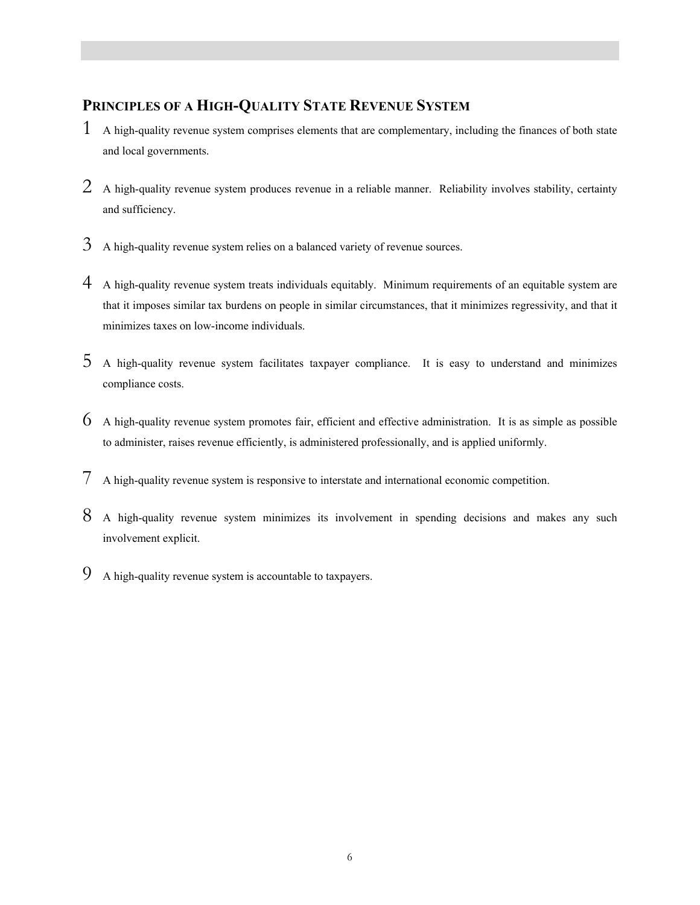## Principles of a High-Quality State Revenue System

1. A high-quality revenue system comprises elements that are complementary, including the finances of both state and local governments.

2. A high-quality revenue system produces revenue in a reliable manner. Reliability involves stability, certainty and sufficiency.

3. A high-quality revenue system relies on a balanced variety of revenue sources.

4. A high-quality revenue system treats individuals equitably. Minimum requirements of an equitable system are that it imposes similar tax burdens on people in similar circumstances, that it minimizes regressivity, and that it minimizes taxes on low-income individuals.

5. A high-quality revenue system facilitates taxpayer compliance. It is easy to understand and minimizes compliance costs.

6. A high-quality revenue system promotes fair, efficient and effective administration. It is as simple as possible to administer, raises revenue efficiently, is administered professionally, and is applied uniformly.

7. A high-quality revenue system is responsive to interstate and international economic competition.

8. A high-quality revenue system minimizes its involvement in spending decisions and makes any such involvement explicit.

9. A high-quality revenue system is accountable to taxpayers.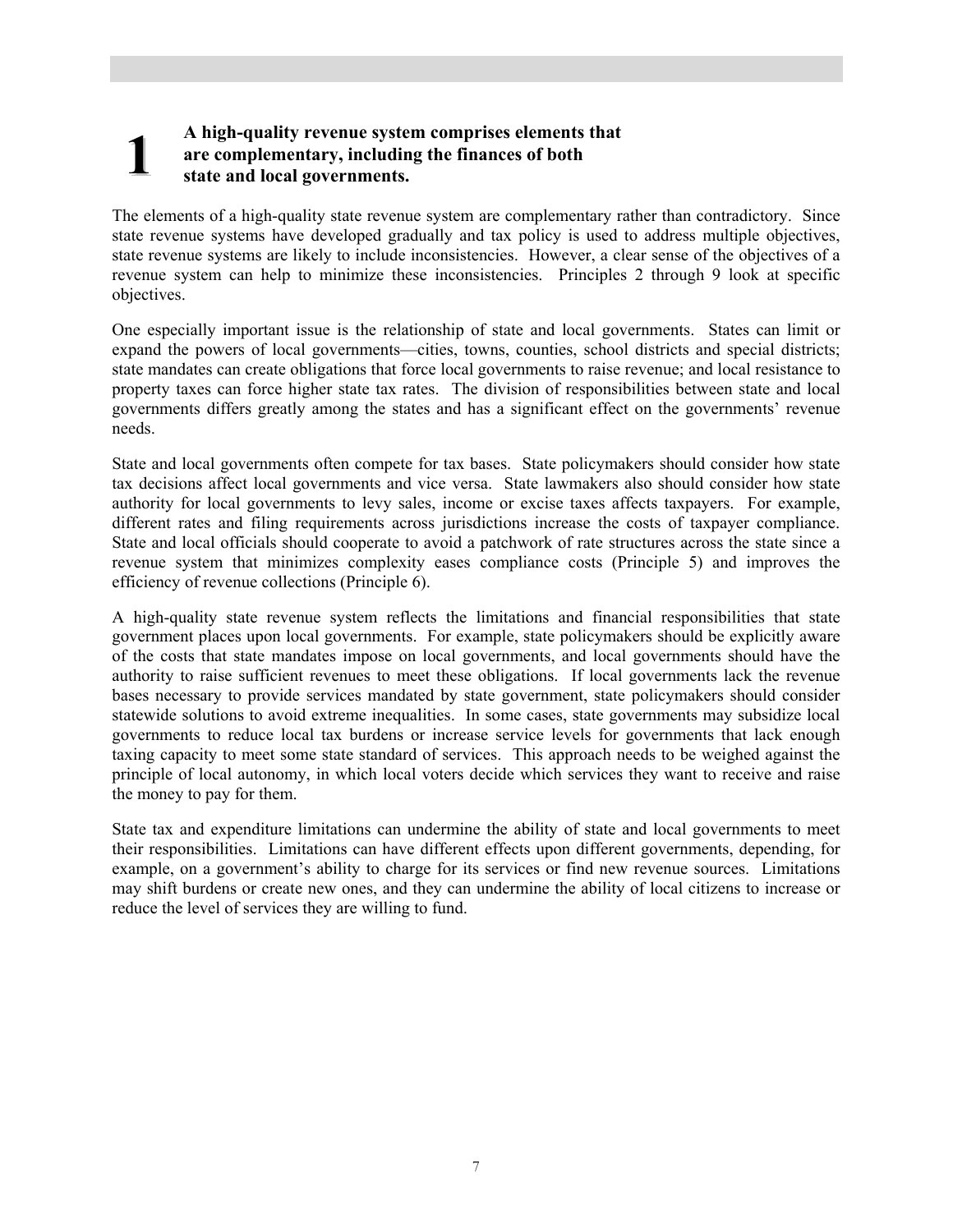## 1 A high-quality revenue system comprises elements that are complementary, including the finances of both state and local governments.

The elements of a high-quality state revenue system are complementary rather than contradictory. Since state revenue systems have developed gradually and tax policy is used to address multiple objectives, state revenue systems are likely to include inconsistencies. However, a clear sense of the objectives of a revenue system can help to minimize these inconsistencies. Principles 2 through 9 look at specific objectives.

One especially important issue is the relationship of state and local governments. States can limit or expand the powers of local governments—cities, towns, counties, school districts and special districts; state mandates can create obligations that force local governments to raise revenue; and local resistance to property taxes can force higher state tax rates. The division of responsibilities between state and local governments differs greatly among the states and has a significant effect on the governments' revenue needs.

State and local governments often compete for tax bases. State policymakers should consider how state tax decisions affect local governments and vice versa. State lawmakers also should consider how state authority for local governments to levy sales, income or excise taxes affects taxpayers. For example, different rates and filing requirements across jurisdictions increase the costs of taxpayer compliance. State and local officials should cooperate to avoid a patchwork of rate structures across the state since a revenue system that minimizes complexity eases compliance costs (Principle 5) and improves the efficiency of revenue collections (Principle 6).

A high-quality state revenue system reflects the limitations and financial responsibilities that state government places upon local governments. For example, state policymakers should be explicitly aware of the costs that state mandates impose on local governments, and local governments should have the authority to raise sufficient revenues to meet these obligations. If local governments lack the revenue bases necessary to provide services mandated by state government, state policymakers should consider statewide solutions to avoid extreme inequalities. In some cases, state governments may subsidize local governments to reduce local tax burdens or increase service levels for governments that lack enough taxing capacity to meet some state standard of services. This approach needs to be weighed against the principle of local autonomy, in which local voters decide which services they want to receive and raise the money to pay for them.

State tax and expenditure limitations can undermine the ability of state and local governments to meet their responsibilities. Limitations can have different effects upon different governments, depending, for example, on a government's ability to charge for its services or find new revenue sources. Limitations may shift burdens or create new ones, and they can undermine the ability of local citizens to increase or reduce the level of services they are willing to fund.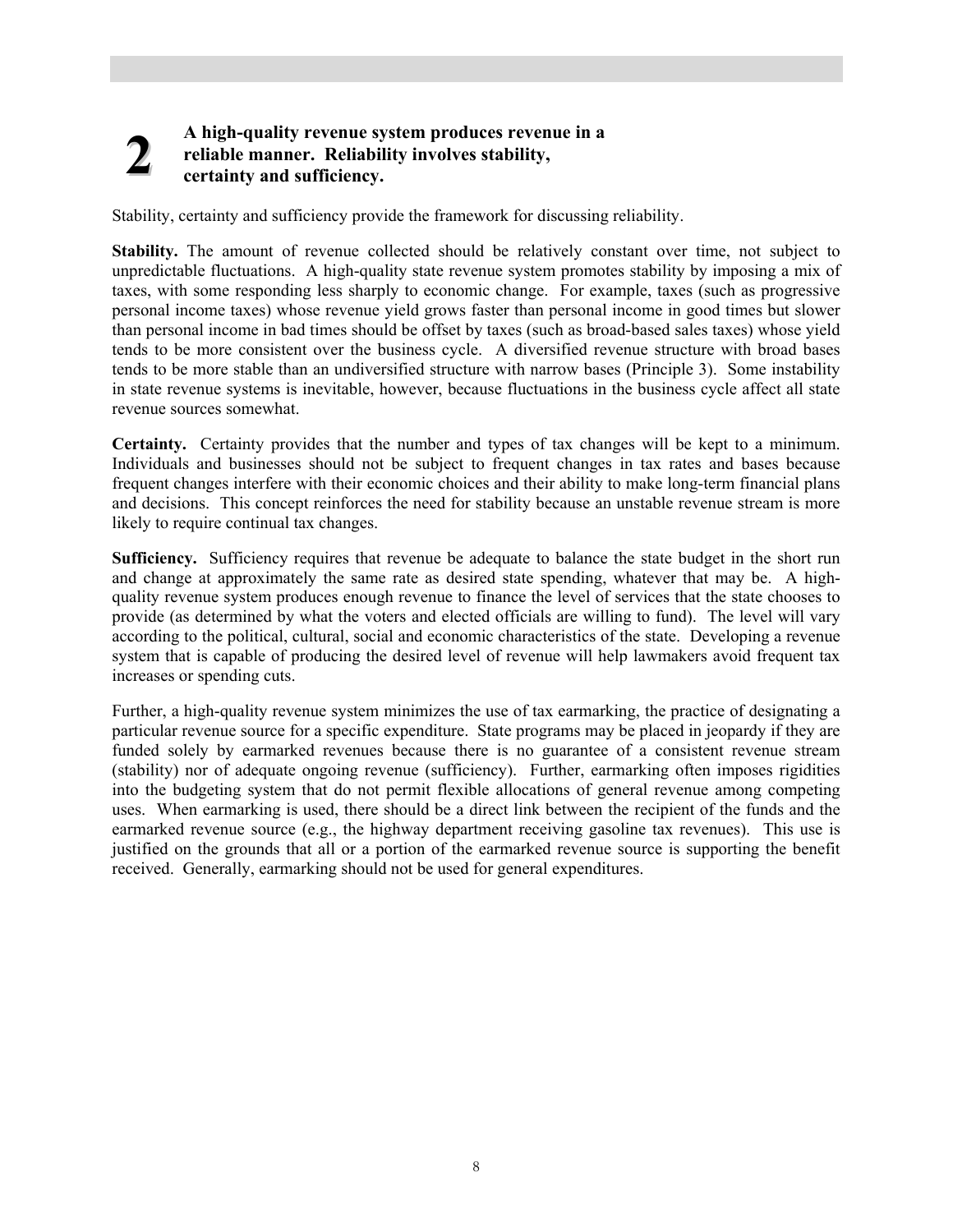## 2 A high-quality revenue system produces revenue in a reliable manner. Reliability involves stability, certainty and sufficiency.

Stability, certainty and sufficiency provide the framework for discussing reliability.

**Stability.** The amount of revenue collected should be relatively constant over time, not subject to unpredictable fluctuations. A high-quality state revenue system promotes stability by imposing a mix of taxes, with some responding less sharply to economic change. For example, taxes (such as progressive personal income taxes) whose revenue yield grows faster than personal income in good times but slower than personal income in bad times should be offset by taxes (such as broad-based sales taxes) whose yield tends to be more consistent over the business cycle. A diversified revenue structure with broad bases tends to be more stable than an undiversified structure with narrow bases (Principle 3). Some instability in state revenue systems is inevitable, however, because fluctuations in the business cycle affect all state revenue sources somewhat.

**Certainty.** Certainty provides that the number and types of tax changes will be kept to a minimum. Individuals and businesses should not be subject to frequent changes in tax rates and bases because frequent changes interfere with their economic choices and their ability to make long-term financial plans and decisions. This concept reinforces the need for stability because an unstable revenue stream is more likely to require continual tax changes.

**Sufficiency.** Sufficiency requires that revenue be adequate to balance the state budget in the short run and change at approximately the same rate as desired state spending, whatever that may be. A high-quality revenue system produces enough revenue to finance the level of services that the state chooses to provide (as determined by what the voters and elected officials are willing to fund). The level will vary according to the political, cultural, social and economic characteristics of the state. Developing a revenue system that is capable of producing the desired level of revenue will help lawmakers avoid frequent tax increases or spending cuts.

Further, a high-quality revenue system minimizes the use of tax earmarking, the practice of designating a particular revenue source for a specific expenditure. State programs may be placed in jeopardy if they are funded solely by earmarked revenues because there is no guarantee of a consistent revenue stream (stability) nor of adequate ongoing revenue (sufficiency). Further, earmarking often imposes rigidities into the budgeting system that do not permit flexible allocations of general revenue among competing uses. When earmarking is used, there should be a direct link between the recipient of the funds and the earmarked revenue source (e.g., the highway department receiving gasoline tax revenues). This use is justified on the grounds that all or a portion of the earmarked revenue source is supporting the benefit received. Generally, earmarking should not be used for general expenditures.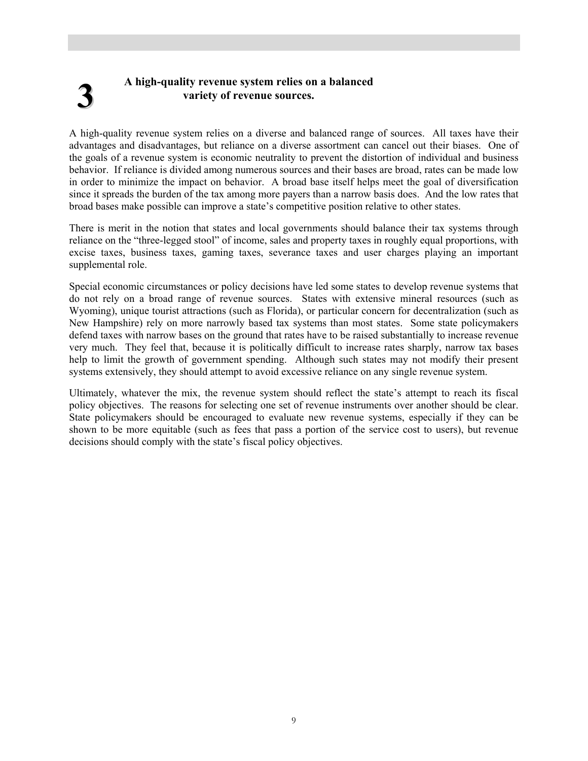## 3 A high-quality revenue system relies on a balanced variety of revenue sources.

A high-quality revenue system relies on a diverse and balanced range of sources. All taxes have their advantages and disadvantages, but reliance on a diverse assortment can cancel out their biases. One of the goals of a revenue system is economic neutrality to prevent the distortion of individual and business behavior. If reliance is divided among numerous sources and their bases are broad, rates can be made low in order to minimize the impact on behavior. A broad base itself helps meet the goal of diversification since it spreads the burden of the tax among more payers than a narrow basis does. And the low rates that broad bases make possible can improve a state's competitive position relative to other states.

There is merit in the notion that states and local governments should balance their tax systems through reliance on the "three-legged stool" of income, sales and property taxes in roughly equal proportions, with excise taxes, business taxes, gaming taxes, severance taxes and user charges playing an important supplemental role.

Special economic circumstances or policy decisions have led some states to develop revenue systems that do not rely on a broad range of revenue sources. States with extensive mineral resources (such as Wyoming), unique tourist attractions (such as Florida), or particular concern for decentralization (such as New Hampshire) rely on more narrowly based tax systems than most states. Some state policymakers defend taxes with narrow bases on the ground that rates have to be raised substantially to increase revenue very much. They feel that, because it is politically difficult to increase rates sharply, narrow tax bases help to limit the growth of government spending. Although such states may not modify their present systems extensively, they should attempt to avoid excessive reliance on any single revenue system.

Ultimately, whatever the mix, the revenue system should reflect the state's attempt to reach its fiscal policy objectives. The reasons for selecting one set of revenue instruments over another should be clear. State policymakers should be encouraged to evaluate new revenue systems, especially if they can be shown to be more equitable (such as fees that pass a portion of the service cost to users), but revenue decisions should comply with the state's fiscal policy objectives.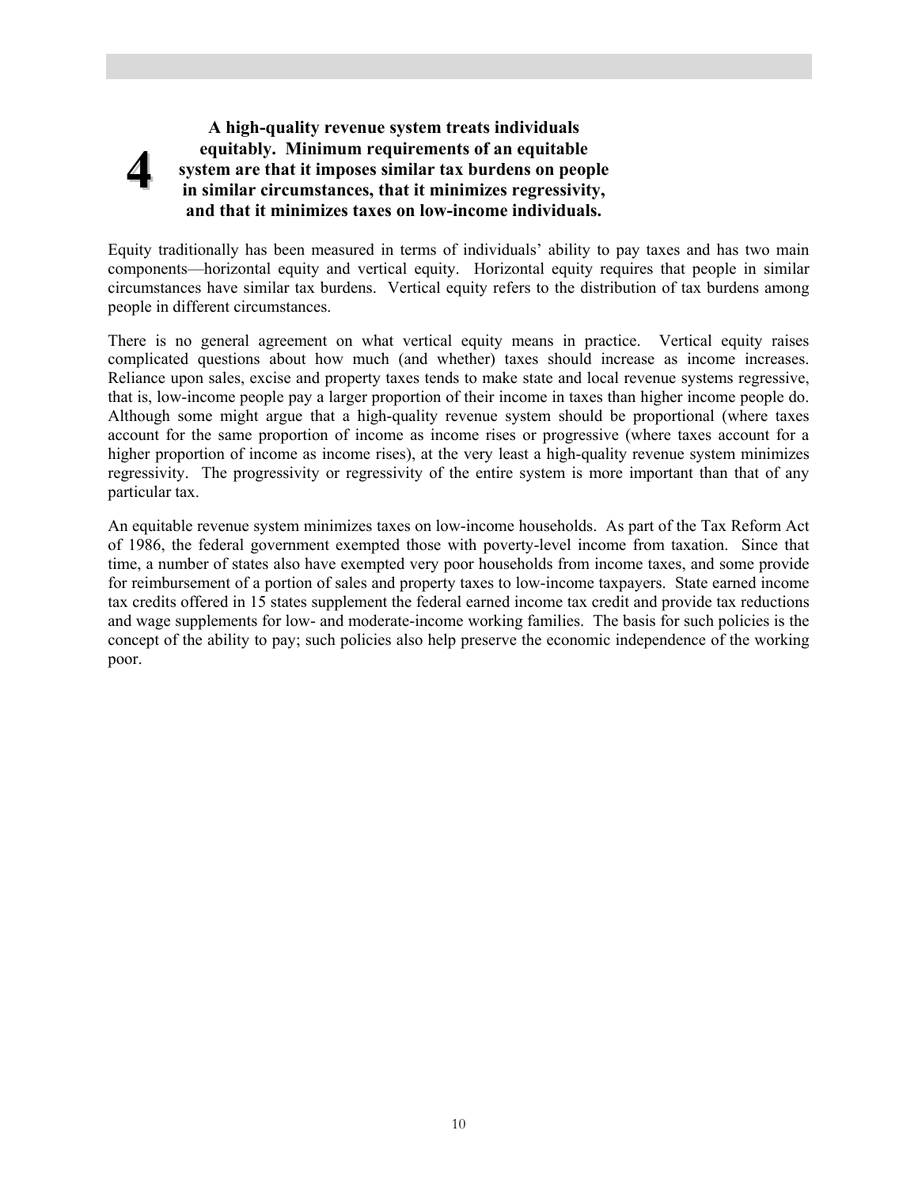## 4

**A high-quality revenue system treats individuals equitably. Minimum requirements of an equitable system are that it imposes similar tax burdens on people in similar circumstances, that it minimizes regressivity, and that it minimizes taxes on low-income individuals.**

Equity traditionally has been measured in terms of individuals' ability to pay taxes and has two main components—horizontal equity and vertical equity. Horizontal equity requires that people in similar circumstances have similar tax burdens. Vertical equity refers to the distribution of tax burdens among people in different circumstances.

There is no general agreement on what vertical equity means in practice. Vertical equity raises complicated questions about how much (and whether) taxes should increase as income increases. Reliance upon sales, excise and property taxes tends to make state and local revenue systems regressive, that is, low-income people pay a larger proportion of their income in taxes than higher income people do. Although some might argue that a high-quality revenue system should be proportional (where taxes account for the same proportion of income as income rises or progressive (where taxes account for a higher proportion of income as income rises), at the very least a high-quality revenue system minimizes regressivity. The progressivity or regressivity of the entire system is more important than that of any particular tax.

An equitable revenue system minimizes taxes on low-income households. As part of the Tax Reform Act of 1986, the federal government exempted those with poverty-level income from taxation. Since that time, a number of states also have exempted very poor households from income taxes, and some provide for reimbursement of a portion of sales and property taxes to low-income taxpayers. State earned income tax credits offered in 15 states supplement the federal earned income tax credit and provide tax reductions and wage supplements for low- and moderate-income working families. The basis for such policies is the concept of the ability to pay; such policies also help preserve the economic independence of the working poor.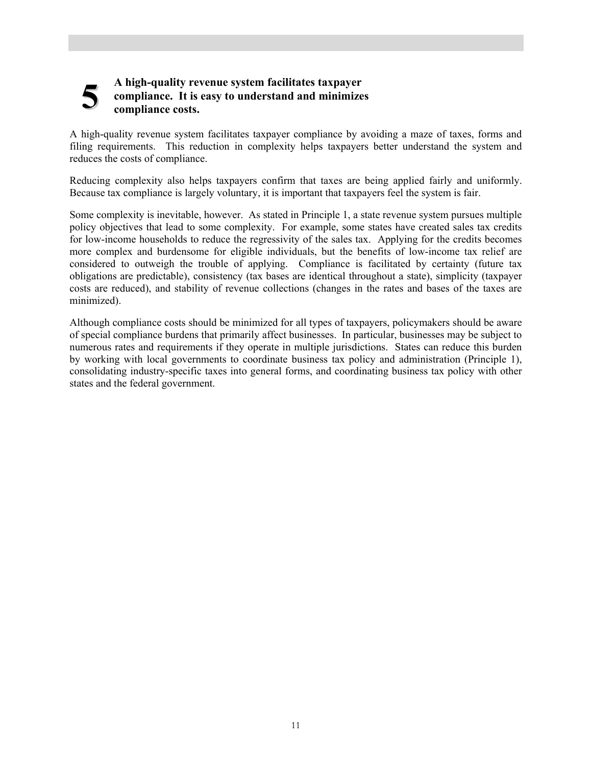## 5 A high-quality revenue system facilitates taxpayer compliance. It is easy to understand and minimizes compliance costs.

A high-quality revenue system facilitates taxpayer compliance by avoiding a maze of taxes, forms and filing requirements. This reduction in complexity helps taxpayers better understand the system and reduces the costs of compliance.

Reducing complexity also helps taxpayers confirm that taxes are being applied fairly and uniformly. Because tax compliance is largely voluntary, it is important that taxpayers feel the system is fair.

Some complexity is inevitable, however. As stated in Principle 1, a state revenue system pursues multiple policy objectives that lead to some complexity. For example, some states have created sales tax credits for low-income households to reduce the regressivity of the sales tax. Applying for the credits becomes more complex and burdensome for eligible individuals, but the benefits of low-income tax relief are considered to outweigh the trouble of applying. Compliance is facilitated by certainty (future tax obligations are predictable), consistency (tax bases are identical throughout a state), simplicity (taxpayer costs are reduced), and stability of revenue collections (changes in the rates and bases of the taxes are minimized).

Although compliance costs should be minimized for all types of taxpayers, policymakers should be aware of special compliance burdens that primarily affect businesses. In particular, businesses may be subject to numerous rates and requirements if they operate in multiple jurisdictions. States can reduce this burden by working with local governments to coordinate business tax policy and administration (Principle 1), consolidating industry-specific taxes into general forms, and coordinating business tax policy with other states and the federal government.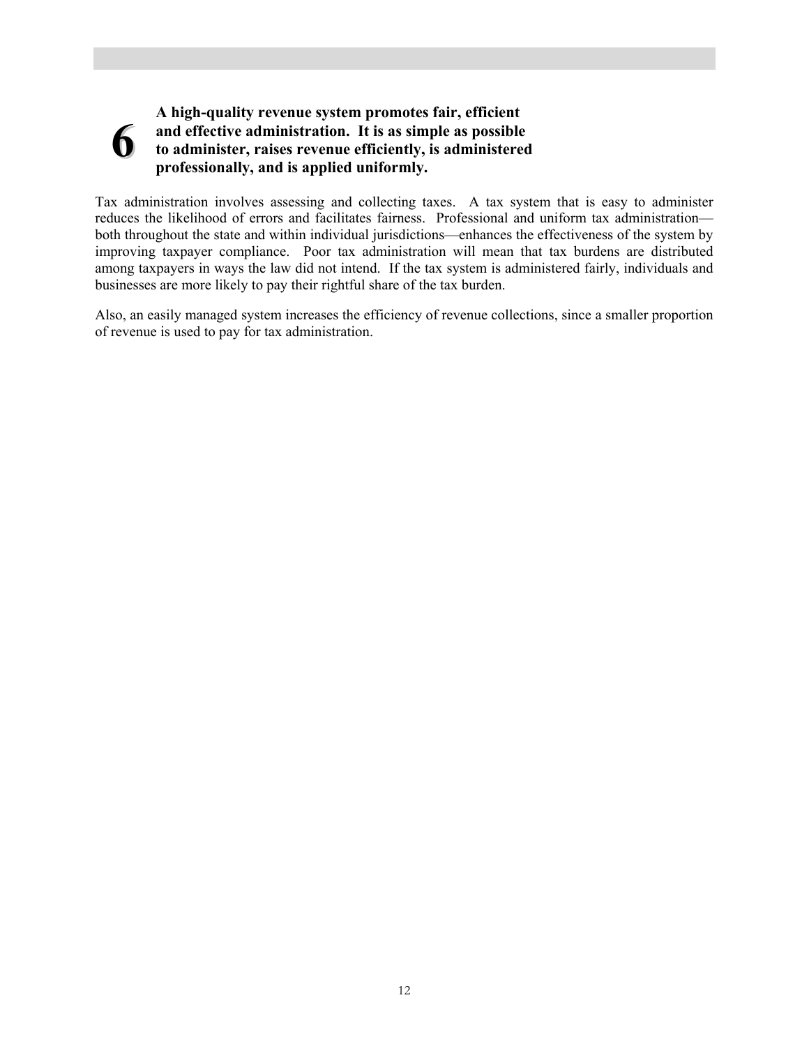## 6 A high-quality revenue system promotes fair, efficient and effective administration. It is as simple as possible to administer, raises revenue efficiently, is administered professionally, and is applied uniformly.

Tax administration involves assessing and collecting taxes. A tax system that is easy to administer reduces the likelihood of errors and facilitates fairness. Professional and uniform tax administration—both throughout the state and within individual jurisdictions—enhances the effectiveness of the system by improving taxpayer compliance. Poor tax administration will mean that tax burdens are distributed among taxpayers in ways the law did not intend. If the tax system is administered fairly, individuals and businesses are more likely to pay their rightful share of the tax burden.

Also, an easily managed system increases the efficiency of revenue collections, since a smaller proportion of revenue is used to pay for tax administration.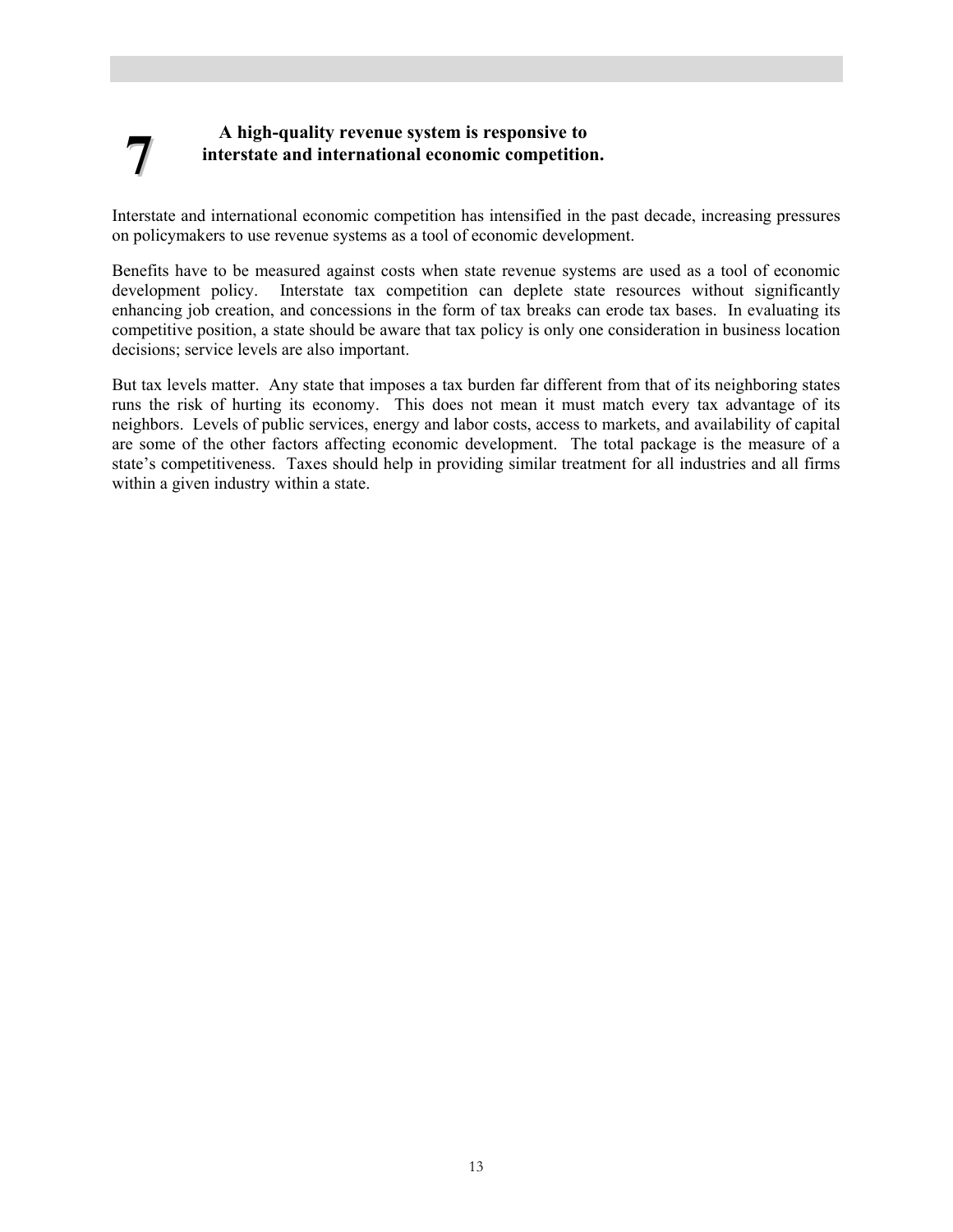## 7 A high-quality revenue system is responsive to interstate and international economic competition.

Interstate and international economic competition has intensified in the past decade, increasing pressures on policymakers to use revenue systems as a tool of economic development.

Benefits have to be measured against costs when state revenue systems are used as a tool of economic development policy. Interstate tax competition can deplete state resources without significantly enhancing job creation, and concessions in the form of tax breaks can erode tax bases. In evaluating its competitive position, a state should be aware that tax policy is only one consideration in business location decisions; service levels are also important.

But tax levels matter. Any state that imposes a tax burden far different from that of its neighboring states runs the risk of hurting its economy. This does not mean it must match every tax advantage of its neighbors. Levels of public services, energy and labor costs, access to markets, and availability of capital are some of the other factors affecting economic development. The total package is the measure of a state's competitiveness. Taxes should help in providing similar treatment for all industries and all firms within a given industry within a state.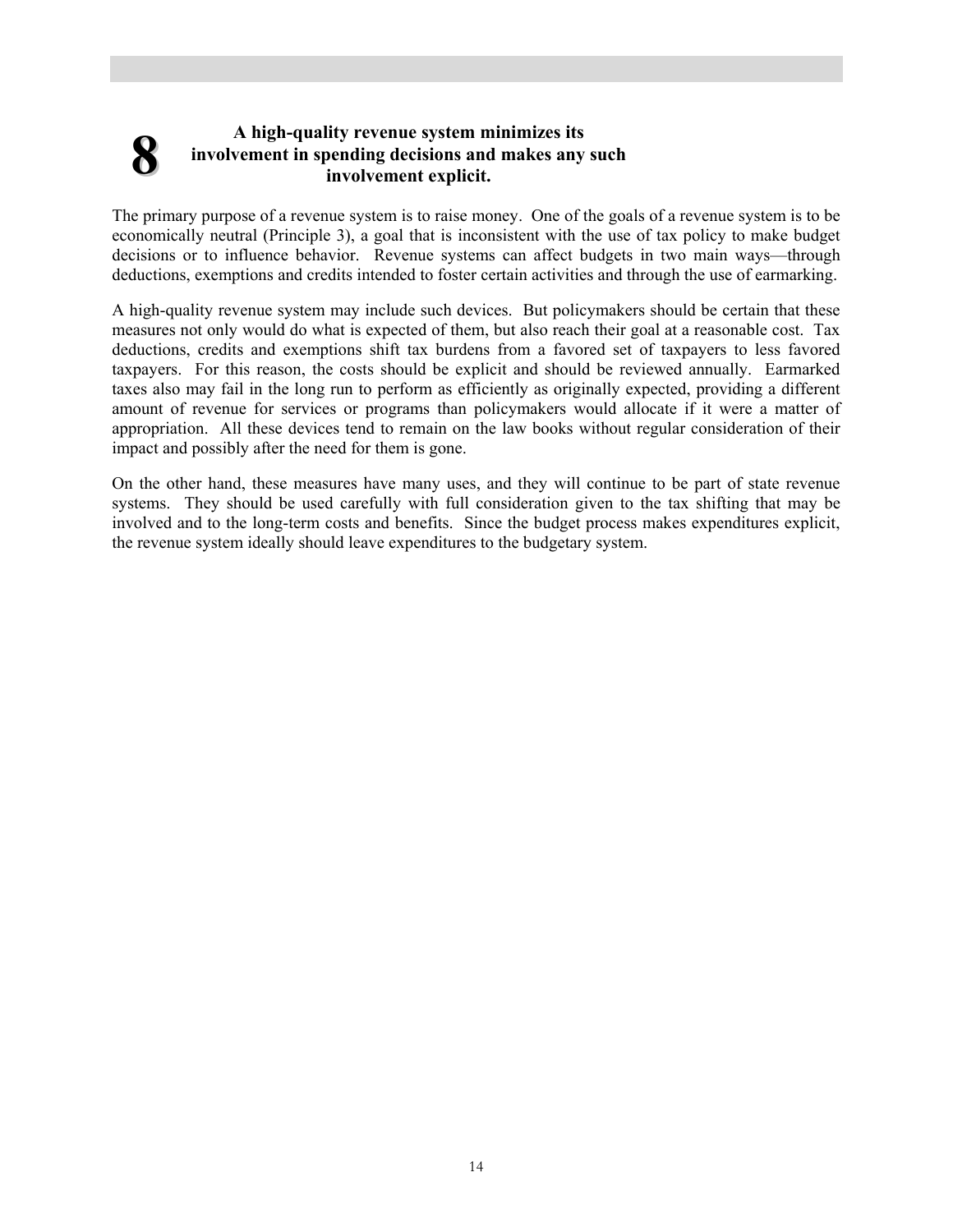## 8 A high-quality revenue system minimizes its involvement in spending decisions and makes any such involvement explicit.

The primary purpose of a revenue system is to raise money. One of the goals of a revenue system is to be economically neutral (Principle 3), a goal that is inconsistent with the use of tax policy to make budget decisions or to influence behavior. Revenue systems can affect budgets in two main ways—through deductions, exemptions and credits intended to foster certain activities and through the use of earmarking.

A high-quality revenue system may include such devices. But policymakers should be certain that these measures not only would do what is expected of them, but also reach their goal at a reasonable cost. Tax deductions, credits and exemptions shift tax burdens from a favored set of taxpayers to less favored taxpayers. For this reason, the costs should be explicit and should be reviewed annually. Earmarked taxes also may fail in the long run to perform as efficiently as originally expected, providing a different amount of revenue for services or programs than policymakers would allocate if it were a matter of appropriation. All these devices tend to remain on the law books without regular consideration of their impact and possibly after the need for them is gone.

On the other hand, these measures have many uses, and they will continue to be part of state revenue systems. They should be used carefully with full consideration given to the tax shifting that may be involved and to the long-term costs and benefits. Since the budget process makes expenditures explicit, the revenue system ideally should leave expenditures to the budgetary system.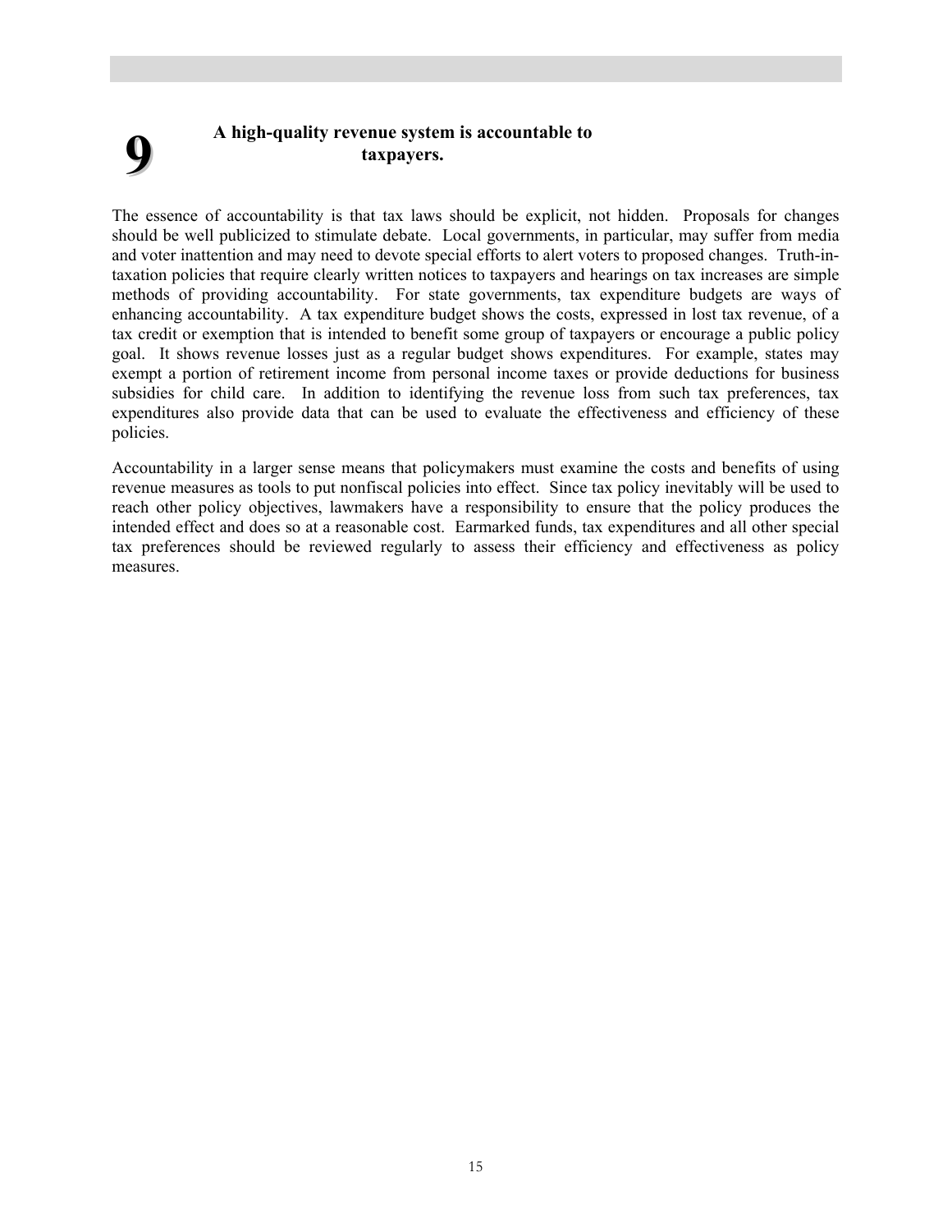## 9 A high-quality revenue system is accountable to taxpayers.

The essence of accountability is that tax laws should be explicit, not hidden. Proposals for changes should be well publicized to stimulate debate. Local governments, in particular, may suffer from media and voter inattention and may need to devote special efforts to alert voters to proposed changes. Truth-in-taxation policies that require clearly written notices to taxpayers and hearings on tax increases are simple methods of providing accountability. For state governments, tax expenditure budgets are ways of enhancing accountability. A tax expenditure budget shows the costs, expressed in lost tax revenue, of a tax credit or exemption that is intended to benefit some group of taxpayers or encourage a public policy goal. It shows revenue losses just as a regular budget shows expenditures. For example, states may exempt a portion of retirement income from personal income taxes or provide deductions for business subsidies for child care. In addition to identifying the revenue loss from such tax preferences, tax expenditures also provide data that can be used to evaluate the effectiveness and efficiency of these policies.

Accountability in a larger sense means that policymakers must examine the costs and benefits of using revenue measures as tools to put nonfiscal policies into effect. Since tax policy inevitably will be used to reach other policy objectives, lawmakers have a responsibility to ensure that the policy produces the intended effect and does so at a reasonable cost. Earmarked funds, tax expenditures and all other special tax preferences should be reviewed regularly to assess their efficiency and effectiveness as policy measures.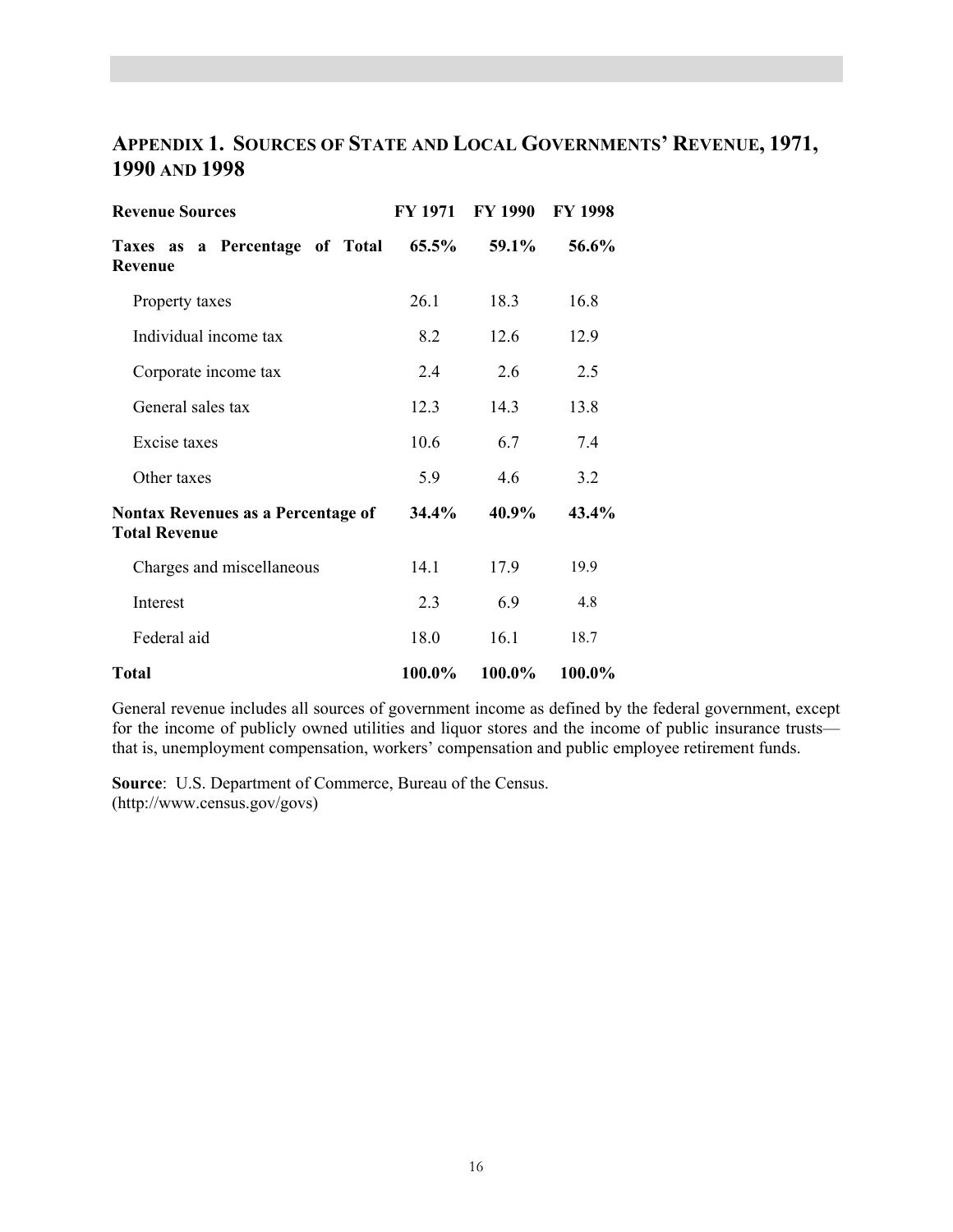## Appendix 1. Sources of State and Local Governments' Revenue, 1971, 1990 and 1998

| Revenue Sources | FY 1971 | FY 1990 | FY 1998 |
|---|---|---|---|
| **Taxes as a Percentage of Total Revenue** | **65.5%** | **59.1%** | **56.6%** |
| Property taxes | 26.1 | 18.3 | 16.8 |
| Individual income tax | 8.2 | 12.6 | 12.9 |
| Corporate income tax | 2.4 | 2.6 | 2.5 |
| General sales tax | 12.3 | 14.3 | 13.8 |
| Excise taxes | 10.6 | 6.7 | 7.4 |
| Other taxes | 5.9 | 4.6 | 3.2 |
| **Nontax Revenues as a Percentage of Total Revenue** | **34.4%** | **40.9%** | **43.4%** |
| Charges and miscellaneous | 14.1 | 17.9 | 19.9 |
| Interest | 2.3 | 6.9 | 4.8 |
| Federal aid | 18.0 | 16.1 | 18.7 |
| **Total** | **100.0%** | **100.0%** | **100.0%** |

General revenue includes all sources of government income as defined by the federal government, except for the income of publicly owned utilities and liquor stores and the income of public insurance trusts—that is, unemployment compensation, workers' compensation and public employee retirement funds.

**Source**: U.S. Department of Commerce, Bureau of the Census. (http://www.census.gov/govs)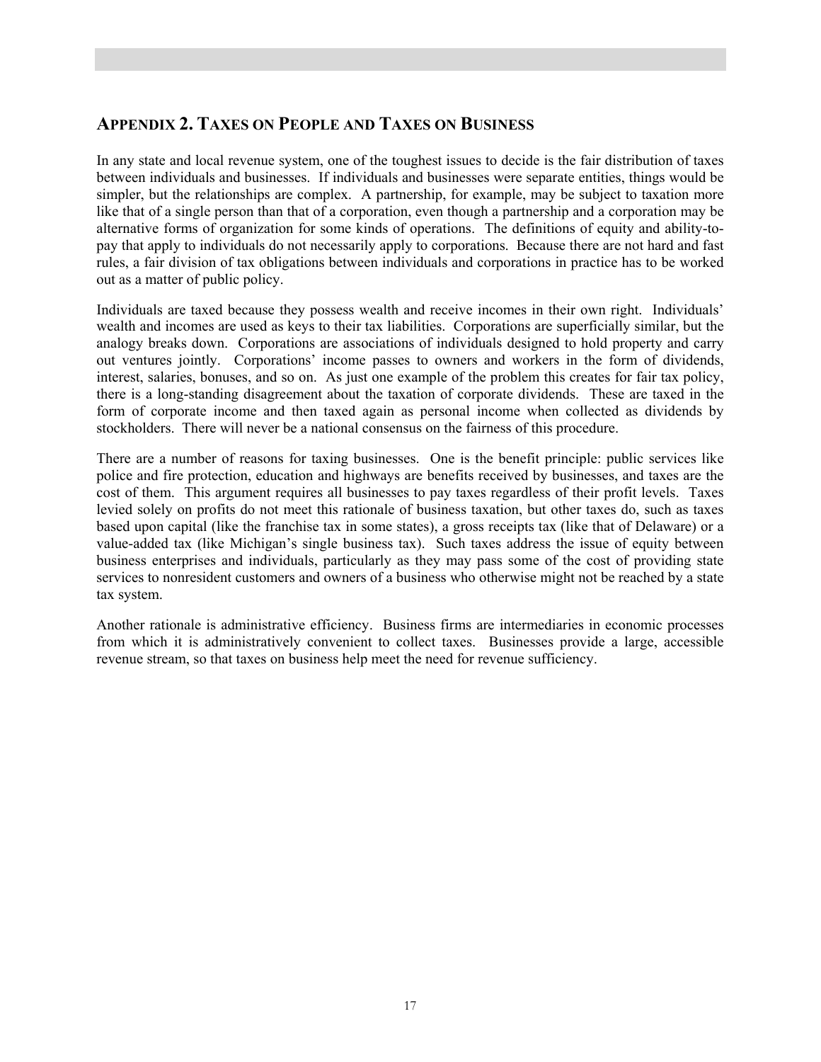## Appendix 2. Taxes on People and Taxes on Business

In any state and local revenue system, one of the toughest issues to decide is the fair distribution of taxes between individuals and businesses. If individuals and businesses were separate entities, things would be simpler, but the relationships are complex. A partnership, for example, may be subject to taxation more like that of a single person than that of a corporation, even though a partnership and a corporation may be alternative forms of organization for some kinds of operations. The definitions of equity and ability-to-pay that apply to individuals do not necessarily apply to corporations. Because there are not hard and fast rules, a fair division of tax obligations between individuals and corporations in practice has to be worked out as a matter of public policy.

Individuals are taxed because they possess wealth and receive incomes in their own right. Individuals' wealth and incomes are used as keys to their tax liabilities. Corporations are superficially similar, but the analogy breaks down. Corporations are associations of individuals designed to hold property and carry out ventures jointly. Corporations' income passes to owners and workers in the form of dividends, interest, salaries, bonuses, and so on. As just one example of the problem this creates for fair tax policy, there is a long-standing disagreement about the taxation of corporate dividends. These are taxed in the form of corporate income and then taxed again as personal income when collected as dividends by stockholders. There will never be a national consensus on the fairness of this procedure.

There are a number of reasons for taxing businesses. One is the benefit principle: public services like police and fire protection, education and highways are benefits received by businesses, and taxes are the cost of them. This argument requires all businesses to pay taxes regardless of their profit levels. Taxes levied solely on profits do not meet this rationale of business taxation, but other taxes do, such as taxes based upon capital (like the franchise tax in some states), a gross receipts tax (like that of Delaware) or a value-added tax (like Michigan's single business tax). Such taxes address the issue of equity between business enterprises and individuals, particularly as they may pass some of the cost of providing state services to nonresident customers and owners of a business who otherwise might not be reached by a state tax system.

Another rationale is administrative efficiency. Business firms are intermediaries in economic processes from which it is administratively convenient to collect taxes. Businesses provide a large, accessible revenue stream, so that taxes on business help meet the need for revenue sufficiency.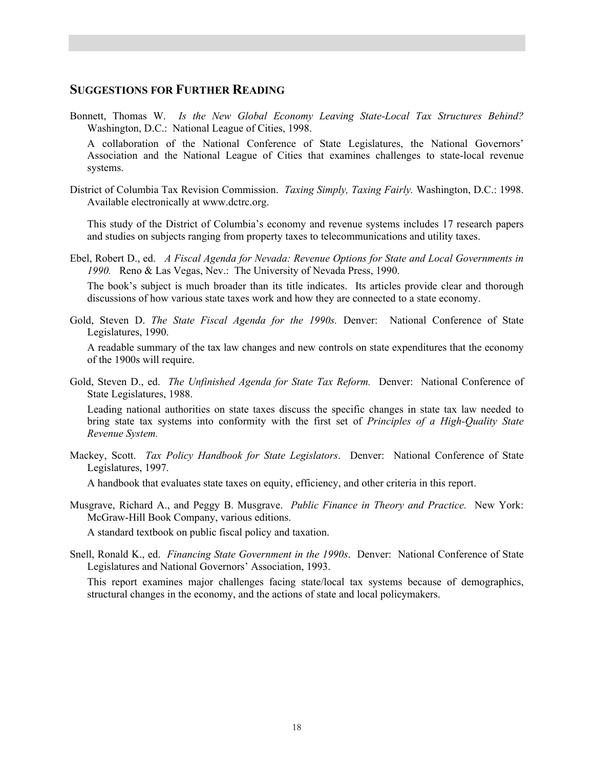## Suggestions for Further Reading

Bonnett, Thomas W. *Is the New Global Economy Leaving State-Local Tax Structures Behind?* Washington, D.C.: National League of Cities, 1998.

A collaboration of the National Conference of State Legislatures, the National Governors' Association and the National League of Cities that examines challenges to state-local revenue systems.

District of Columbia Tax Revision Commission. *Taxing Simply, Taxing Fairly.* Washington, D.C.: 1998. Available electronically at www.dctrc.org.

This study of the District of Columbia's economy and revenue systems includes 17 research papers and studies on subjects ranging from property taxes to telecommunications and utility taxes.

Ebel, Robert D., ed. *A Fiscal Agenda for Nevada: Revenue Options for State and Local Governments in 1990.* Reno & Las Vegas, Nev.: The University of Nevada Press, 1990.

The book's subject is much broader than its title indicates. Its articles provide clear and thorough discussions of how various state taxes work and how they are connected to a state economy.

Gold, Steven D. *The State Fiscal Agenda for the 1990s.* Denver: National Conference of State Legislatures, 1990.

A readable summary of the tax law changes and new controls on state expenditures that the economy of the 1900s will require.

Gold, Steven D., ed. *The Unfinished Agenda for State Tax Reform.* Denver: National Conference of State Legislatures, 1988.

Leading national authorities on state taxes discuss the specific changes in state tax law needed to bring state tax systems into conformity with the first set of *Principles of a High-Quality State Revenue System.*

Mackey, Scott. *Tax Policy Handbook for State Legislators*. Denver: National Conference of State Legislatures, 1997.

A handbook that evaluates state taxes on equity, efficiency, and other criteria in this report.

Musgrave, Richard A., and Peggy B. Musgrave. *Public Finance in Theory and Practice.* New York: McGraw-Hill Book Company, various editions.

A standard textbook on public fiscal policy and taxation.

Snell, Ronald K., ed. *Financing State Government in the 1990s*. Denver: National Conference of State Legislatures and National Governors' Association, 1993.

This report examines major challenges facing state/local tax systems because of demographics, structural changes in the economy, and the actions of state and local policymakers.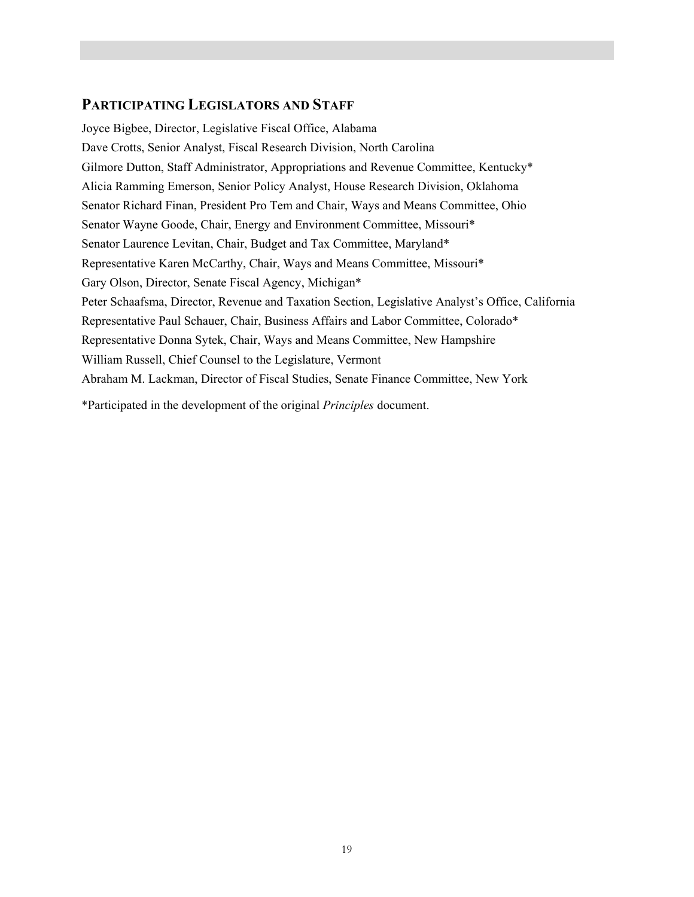## PARTICIPATING LEGISLATORS AND STAFF

Joyce Bigbee, Director, Legislative Fiscal Office, Alabama

Dave Crotts, Senior Analyst, Fiscal Research Division, North Carolina

Gilmore Dutton, Staff Administrator, Appropriations and Revenue Committee, Kentucky*

Alicia Ramming Emerson, Senior Policy Analyst, House Research Division, Oklahoma

Senator Richard Finan, President Pro Tem and Chair, Ways and Means Committee, Ohio

Senator Wayne Goode, Chair, Energy and Environment Committee, Missouri*

Senator Laurence Levitan, Chair, Budget and Tax Committee, Maryland*

Representative Karen McCarthy, Chair, Ways and Means Committee, Missouri*

Gary Olson, Director, Senate Fiscal Agency, Michigan*

Peter Schaafsma, Director, Revenue and Taxation Section, Legislative Analyst's Office, California

Representative Paul Schauer, Chair, Business Affairs and Labor Committee, Colorado*

Representative Donna Sytek, Chair, Ways and Means Committee, New Hampshire

William Russell, Chief Counsel to the Legislature, Vermont

Abraham M. Lackman, Director of Fiscal Studies, Senate Finance Committee, New York

*Participated in the development of the original *Principles* document.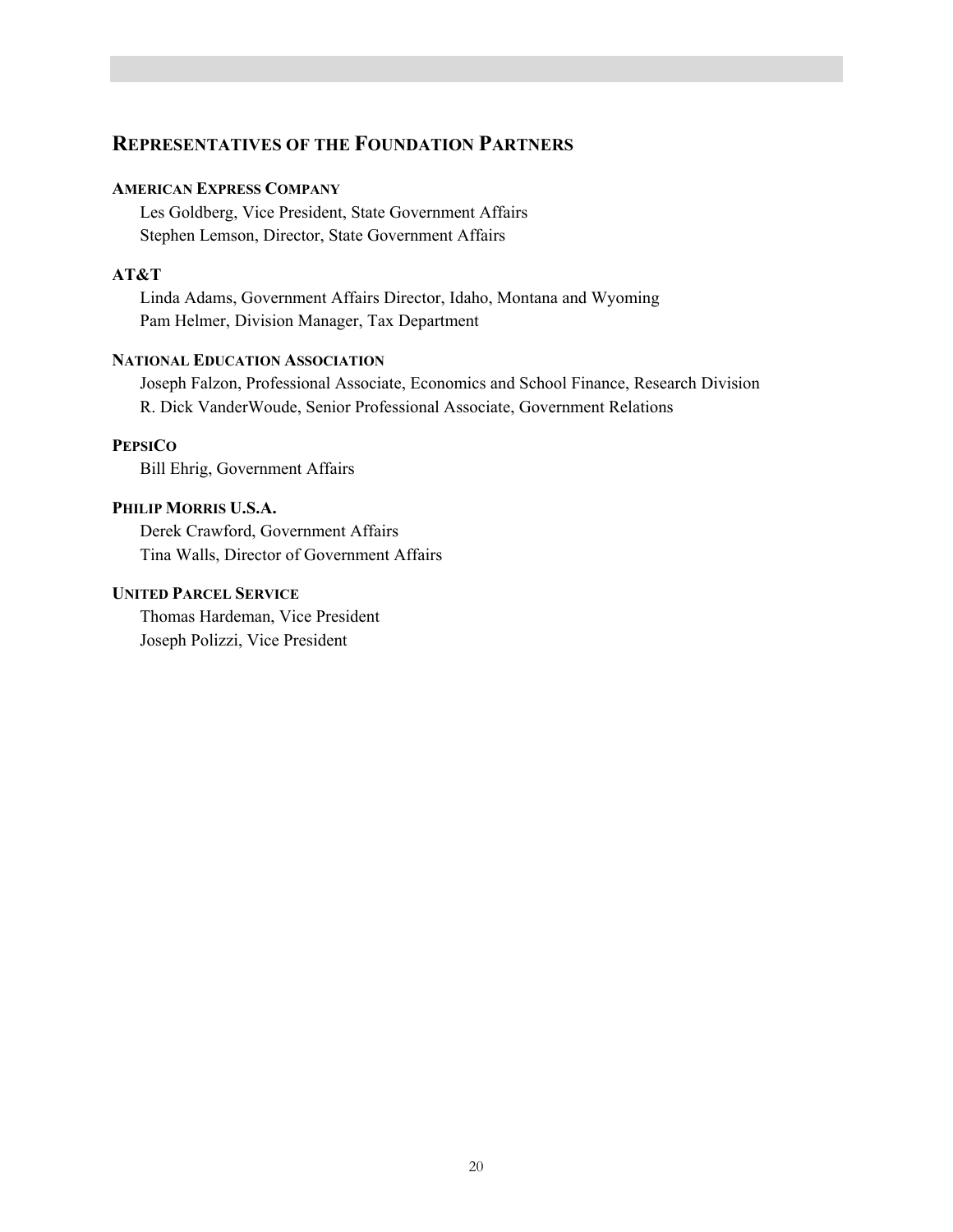## Representatives of the Foundation Partners

**American Express Company**

Les Goldberg, Vice President, State Government Affairs
Stephen Lemson, Director, State Government Affairs

**AT&T**

Linda Adams, Government Affairs Director, Idaho, Montana and Wyoming
Pam Helmer, Division Manager, Tax Department

**National Education Association**

Joseph Falzon, Professional Associate, Economics and School Finance, Research Division
R. Dick VanderWoude, Senior Professional Associate, Government Relations

**PepsiCo**

Bill Ehrig, Government Affairs

**Philip Morris U.S.A.**

Derek Crawford, Government Affairs
Tina Walls, Director of Government Affairs

**United Parcel Service**

Thomas Hardeman, Vice President
Joseph Polizzi, Vice President